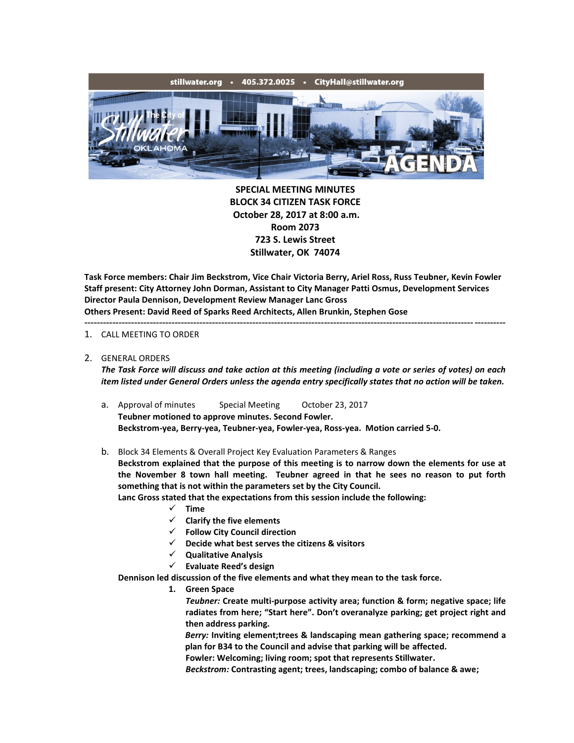stillwater.org • 405.372.0025 • CityHall@stillwater.org

**SPECIAL MEETING MINUTES**
**BLOCK 34 CITIZEN TASK FORCE**
**October 28, 2017 at 8:00 a.m.**
**Room 2073**
**723 S. Lewis Street**
**Stillwater, OK 74074**

**Task Force members: Chair Jim Beckstrom, Vice Chair Victoria Berry, Ariel Ross, Russ Teubner, Kevin Fowler**
**Staff present: City Attorney John Dorman, Assistant to City Manager Patti Osmus, Development Services Director Paula Dennison, Development Review Manager Lanc Gross**
**Others Present: David Reed of Sparks Reed Architects, Allen Brunkin, Stephen Gose**

---

1. CALL MEETING TO ORDER

2. GENERAL ORDERS
   ***The Task Force will discuss and take action at this meeting (including a vote or series of votes) on each item listed under General Orders unless the agenda entry specifically states that no action will be taken.***

   a. Approval of minutes Special Meeting October 23, 2017
      **Teubner motioned to approve minutes. Second Fowler.**
      **Beckstrom-yea, Berry-yea, Teubner-yea, Fowler-yea, Ross-yea. Motion carried 5-0.**

   b. Block 34 Elements & Overall Project Key Evaluation Parameters & Ranges
      **Beckstrom explained that the purpose of this meeting is to narrow down the elements for use at the November 8 town hall meeting. Teubner agreed in that he sees no reason to put forth something that is not within the parameters set by the City Council.**
      **Lanc Gross stated that the expectations from this session include the following:**
      - ✓ **Time**
      - ✓ **Clarify the five elements**
      - ✓ **Follow City Council direction**
      - ✓ **Decide what best serves the citizens & visitors**
      - ✓ **Qualitative Analysis**
      - ✓ **Evaluate Reed's design**

   **Dennison led discussion of the five elements and what they mean to the task force.**

   1. **Green Space**
      ***Teubner:*** **Create multi-purpose activity area; function & form; negative space; life radiates from here; "Start here". Don't overanalyze parking; get project right and then address parking.**
      ***Berry:*** **Inviting element;trees & landscaping mean gathering space; recommend a plan for B34 to the Council and advise that parking will be affected.**
      **Fowler: Welcoming; living room; spot that represents Stillwater.**
      ***Beckstrom:*** **Contrasting agent; trees, landscaping; combo of balance & awe;**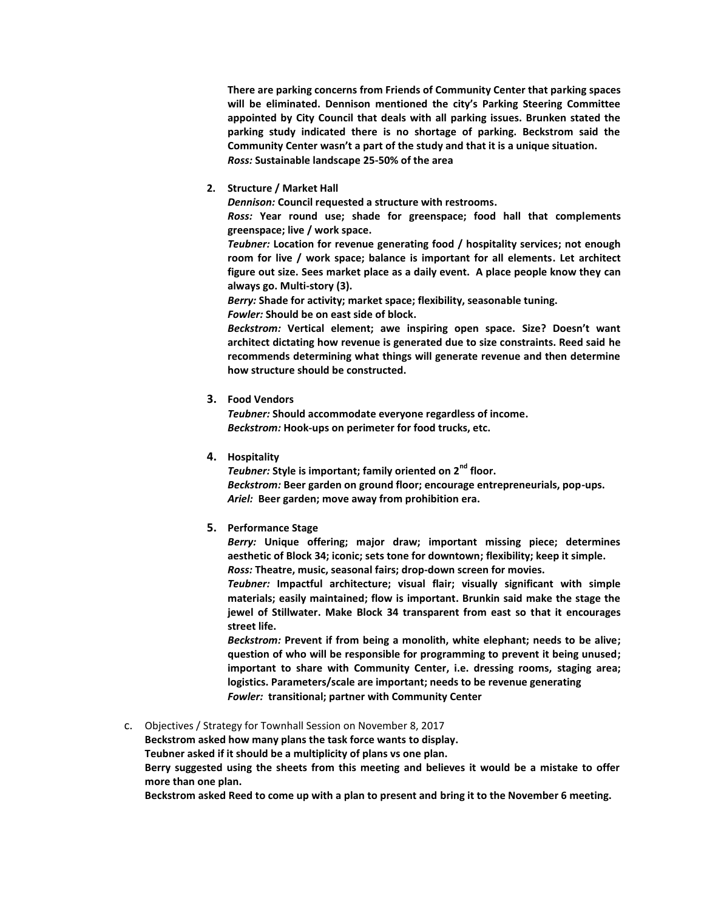**There are parking concerns from Friends of Community Center that parking spaces will be eliminated. Dennison mentioned the city's Parking Steering Committee appointed by City Council that deals with all parking issues. Brunken stated the parking study indicated there is no shortage of parking. Beckstrom said the Community Center wasn't a part of the study and that it is a unique situation.**
***Ross:*** **Sustainable landscape 25-50% of the area**

2. **Structure / Market Hall**
   ***Dennison:*** **Council requested a structure with restrooms.**
   ***Ross:*** **Year round use; shade for greenspace; food hall that complements greenspace; live / work space.**
   ***Teubner:*** **Location for revenue generating food / hospitality services; not enough room for live / work space; balance is important for all elements. Let architect figure out size. Sees market place as a daily event. A place people know they can always go. Multi-story (3).**
   ***Berry:*** **Shade for activity; market space; flexibility, seasonable tuning.**
   ***Fowler:*** **Should be on east side of block.**
   ***Beckstrom:*** **Vertical element; awe inspiring open space. Size? Doesn't want architect dictating how revenue is generated due to size constraints. Reed said he recommends determining what things will generate revenue and then determine how structure should be constructed.**

3. **Food Vendors**
   ***Teubner:*** **Should accommodate everyone regardless of income.**
   ***Beckstrom:*** **Hook-ups on perimeter for food trucks, etc.**

4. **Hospitality**
   ***Teubner:*** **Style is important; family oriented on 2nd floor.**
   ***Beckstrom:*** **Beer garden on ground floor; encourage entrepreneurials, pop-ups.**
   ***Ariel:*** **Beer garden; move away from prohibition era.**

5. **Performance Stage**
   ***Berry:*** **Unique offering; major draw; important missing piece; determines aesthetic of Block 34; iconic; sets tone for downtown; flexibility; keep it simple.**
   ***Ross:*** **Theatre, music, seasonal fairs; drop-down screen for movies.**
   ***Teubner:*** **Impactful architecture; visual flair; visually significant with simple materials; easily maintained; flow is important. Brunkin said make the stage the jewel of Stillwater. Make Block 34 transparent from east so that it encourages street life.**
   ***Beckstrom:*** **Prevent if from being a monolith, white elephant; needs to be alive; question of who will be responsible for programming to prevent it being unused; important to share with Community Center, i.e. dressing rooms, staging area; logistics. Parameters/scale are important; needs to be revenue generating**
   ***Fowler:*** **transitional; partner with Community Center**

c. Objectives / Strategy for Townhall Session on November 8, 2017
   **Beckstrom asked how many plans the task force wants to display.**
   **Teubner asked if it should be a multiplicity of plans vs one plan.**
   **Berry suggested using the sheets from this meeting and believes it would be a mistake to offer more than one plan.**
   **Beckstrom asked Reed to come up with a plan to present and bring it to the November 6 meeting.**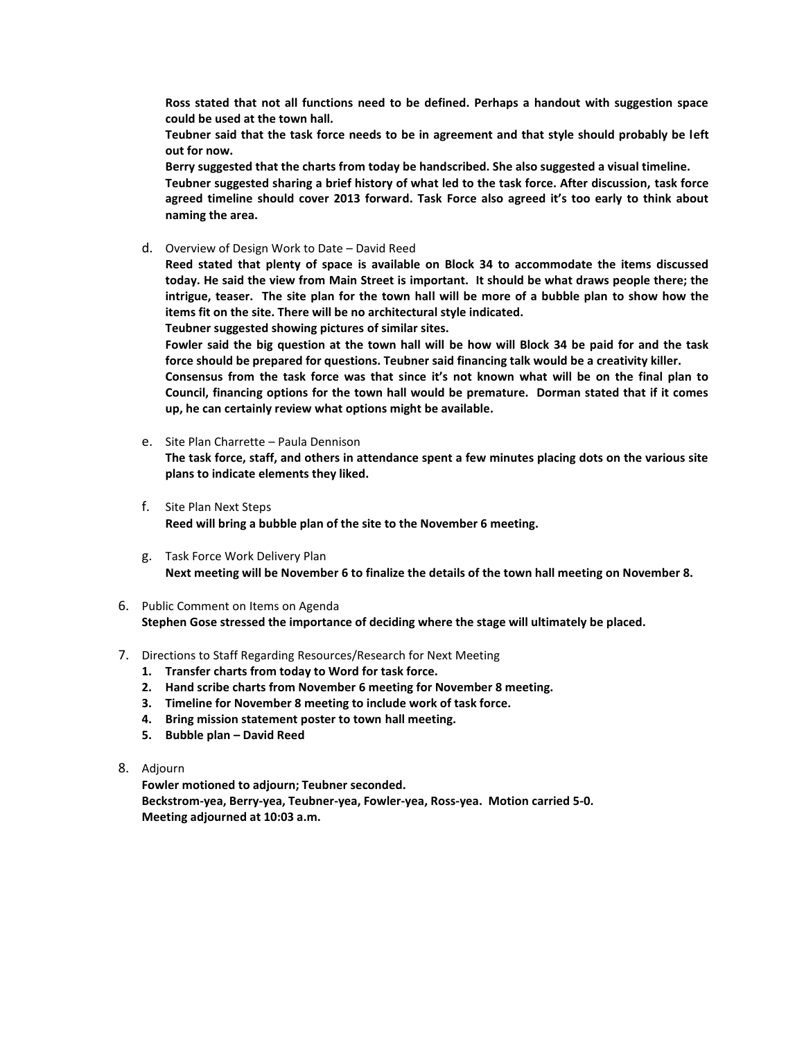**Ross stated that not all functions need to be defined. Perhaps a handout with suggestion space could be used at the town hall.**
**Teubner said that the task force needs to be in agreement and that style should probably be left out for now.**
**Berry suggested that the charts from today be handscribed. She also suggested a visual timeline.**
**Teubner suggested sharing a brief history of what led to the task force. After discussion, task force agreed timeline should cover 2013 forward. Task Force also agreed it's too early to think about naming the area.**

d. Overview of Design Work to Date – David Reed
**Reed stated that plenty of space is available on Block 34 to accommodate the items discussed today. He said the view from Main Street is important. It should be what draws people there; the intrigue, teaser. The site plan for the town hall will be more of a bubble plan to show how the items fit on the site. There will be no architectural style indicated.**
**Teubner suggested showing pictures of similar sites.**
**Fowler said the big question at the town hall will be how will Block 34 be paid for and the task force should be prepared for questions. Teubner said financing talk would be a creativity killer.**
**Consensus from the task force was that since it's not known what will be on the final plan to Council, financing options for the town hall would be premature. Dorman stated that if it comes up, he can certainly review what options might be available.**

e. Site Plan Charrette – Paula Dennison
**The task force, staff, and others in attendance spent a few minutes placing dots on the various site plans to indicate elements they liked.**

f. Site Plan Next Steps
**Reed will bring a bubble plan of the site to the November 6 meeting.**

g. Task Force Work Delivery Plan
**Next meeting will be November 6 to finalize the details of the town hall meeting on November 8.**

6. Public Comment on Items on Agenda
**Stephen Gose stressed the importance of deciding where the stage will ultimately be placed.**

7. Directions to Staff Regarding Resources/Research for Next Meeting
   1. **Transfer charts from today to Word for task force.**
   2. **Hand scribe charts from November 6 meeting for November 8 meeting.**
   3. **Timeline for November 8 meeting to include work of task force.**
   4. **Bring mission statement poster to town hall meeting.**
   5. **Bubble plan – David Reed**

8. Adjourn
**Fowler motioned to adjourn; Teubner seconded.**
**Beckstrom-yea, Berry-yea, Teubner-yea, Fowler-yea, Ross-yea. Motion carried 5-0.**
**Meeting adjourned at 10:03 a.m.**